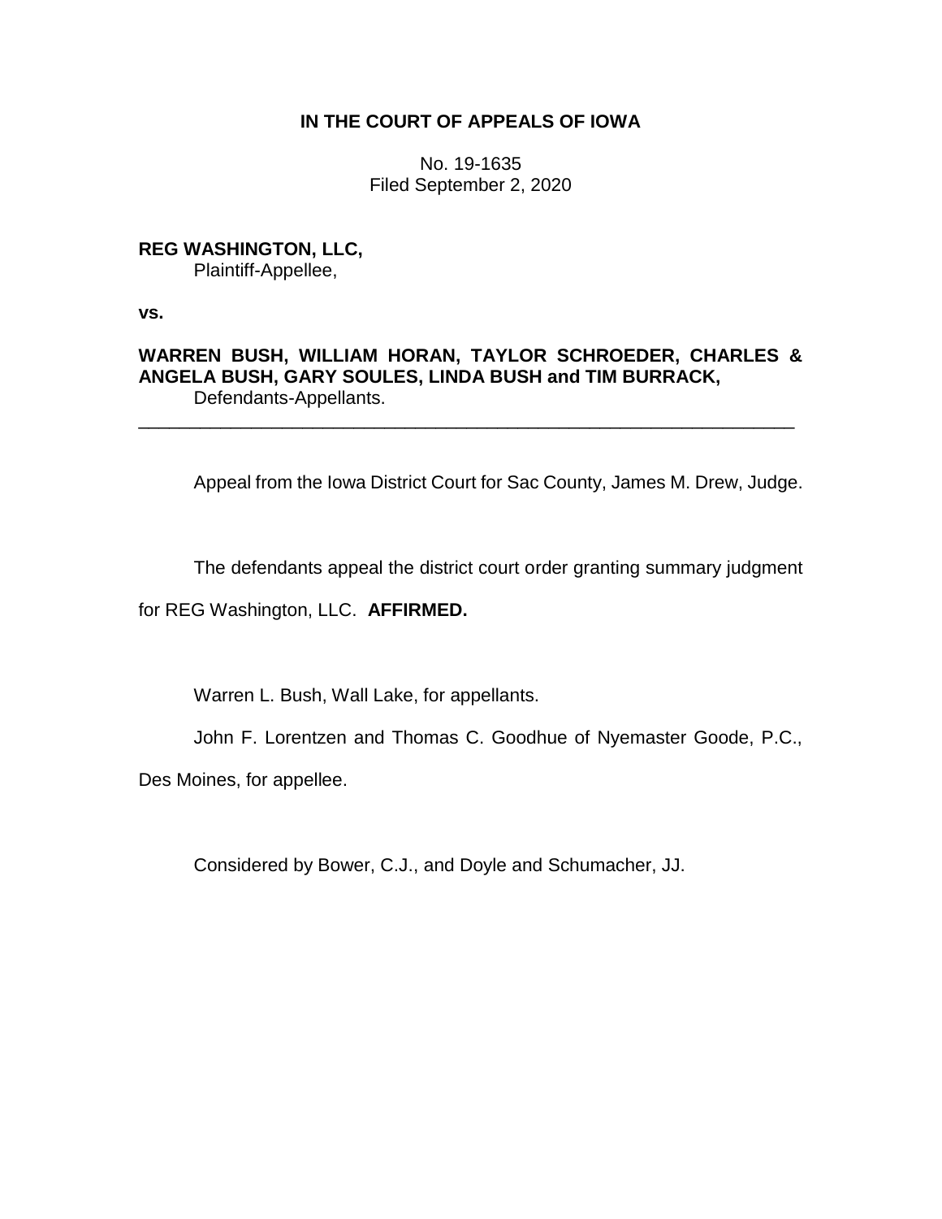**IN THE COURT OF APPEALS OF IOWA**

No. 19-1635
Filed September 2, 2020

**REG WASHINGTON, LLC,**
Plaintiff-Appellee,

**vs.**

**WARREN BUSH, WILLIAM HORAN, TAYLOR SCHROEDER, CHARLES & ANGELA BUSH, GARY SOULES, LINDA BUSH and TIM BURRACK,**
Defendants-Appellants.

---

Appeal from the Iowa District Court for Sac County, James M. Drew, Judge.

The defendants appeal the district court order granting summary judgment for REG Washington, LLC. **AFFIRMED.**

Warren L. Bush, Wall Lake, for appellants.

John F. Lorentzen and Thomas C. Goodhue of Nyemaster Goode, P.C., Des Moines, for appellee.

Considered by Bower, C.J., and Doyle and Schumacher, JJ.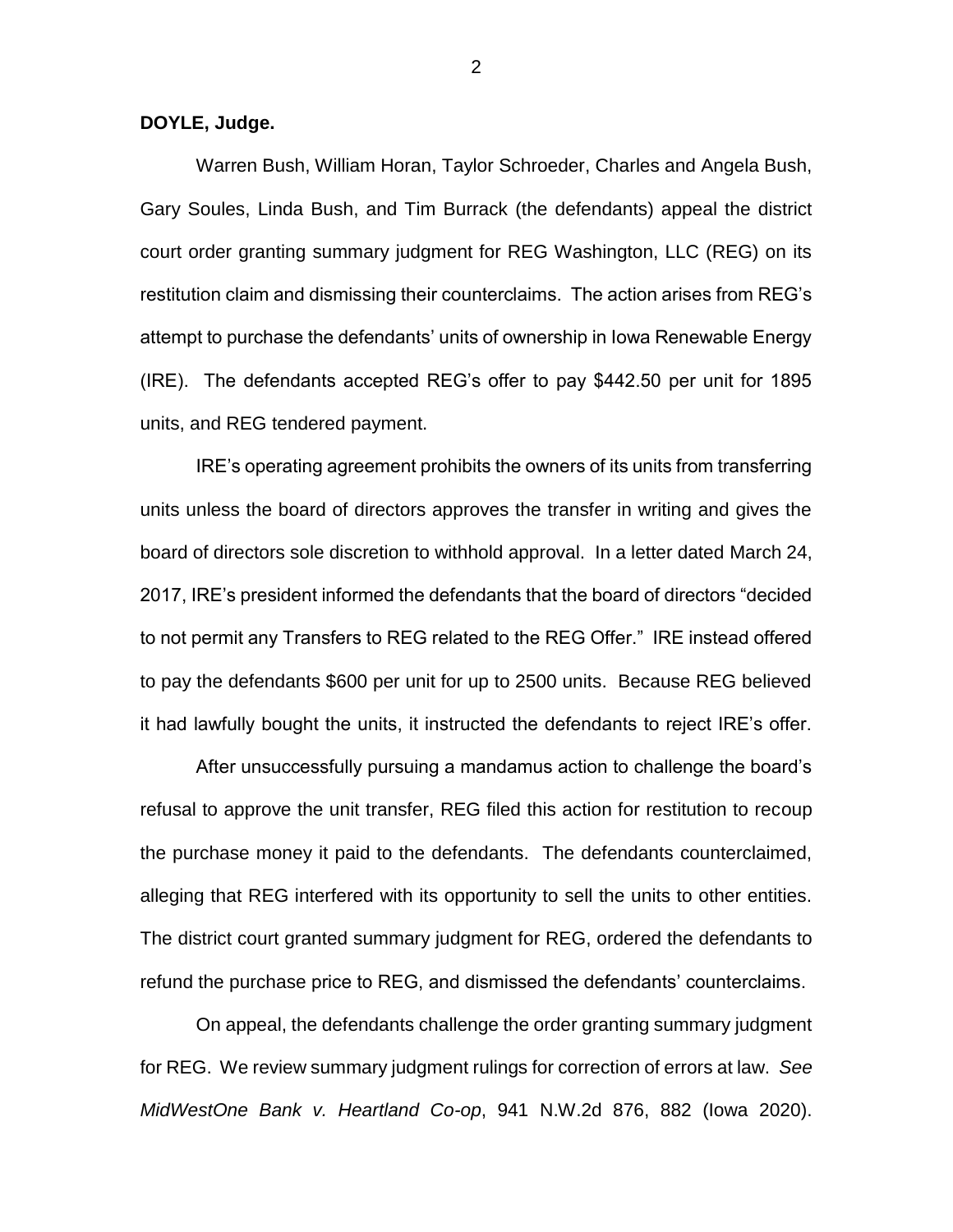**DOYLE, Judge.**

Warren Bush, William Horan, Taylor Schroeder, Charles and Angela Bush, Gary Soules, Linda Bush, and Tim Burrack (the defendants) appeal the district court order granting summary judgment for REG Washington, LLC (REG) on its restitution claim and dismissing their counterclaims. The action arises from REG's attempt to purchase the defendants' units of ownership in Iowa Renewable Energy (IRE). The defendants accepted REG's offer to pay $442.50 per unit for 1895 units, and REG tendered payment.

IRE's operating agreement prohibits the owners of its units from transferring units unless the board of directors approves the transfer in writing and gives the board of directors sole discretion to withhold approval. In a letter dated March 24, 2017, IRE's president informed the defendants that the board of directors "decided to not permit any Transfers to REG related to the REG Offer." IRE instead offered to pay the defendants $600 per unit for up to 2500 units. Because REG believed it had lawfully bought the units, it instructed the defendants to reject IRE's offer.

After unsuccessfully pursuing a mandamus action to challenge the board's refusal to approve the unit transfer, REG filed this action for restitution to recoup the purchase money it paid to the defendants. The defendants counterclaimed, alleging that REG interfered with its opportunity to sell the units to other entities. The district court granted summary judgment for REG, ordered the defendants to refund the purchase price to REG, and dismissed the defendants' counterclaims.

On appeal, the defendants challenge the order granting summary judgment for REG. We review summary judgment rulings for correction of errors at law. *See MidWestOne Bank v. Heartland Co-op*, 941 N.W.2d 876, 882 (Iowa 2020).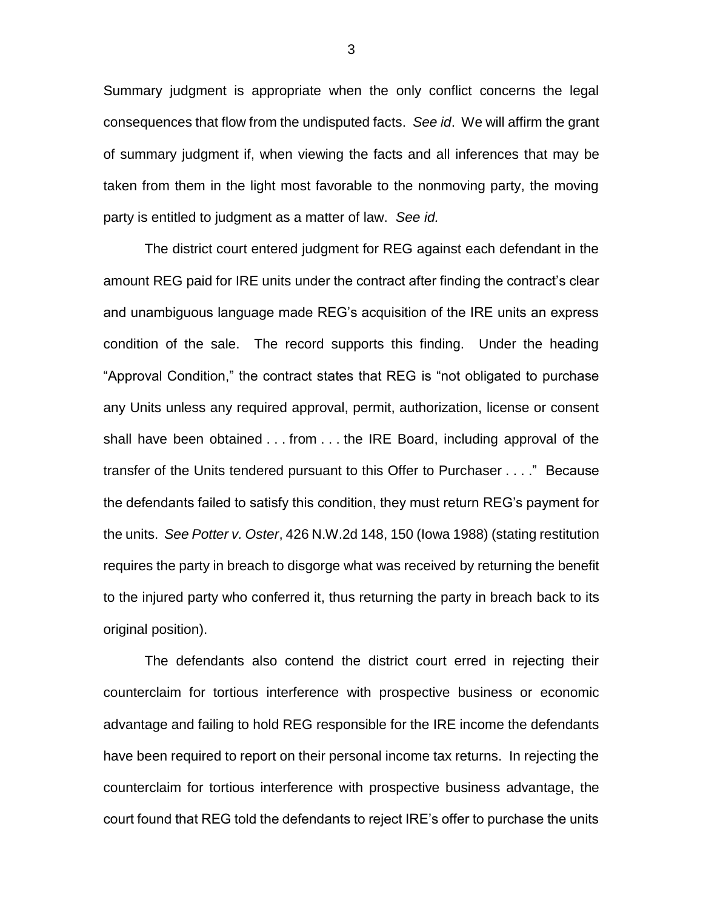Summary judgment is appropriate when the only conflict concerns the legal consequences that flow from the undisputed facts. *See id*. We will affirm the grant of summary judgment if, when viewing the facts and all inferences that may be taken from them in the light most favorable to the nonmoving party, the moving party is entitled to judgment as a matter of law. *See id.*

The district court entered judgment for REG against each defendant in the amount REG paid for IRE units under the contract after finding the contract's clear and unambiguous language made REG's acquisition of the IRE units an express condition of the sale. The record supports this finding. Under the heading "Approval Condition," the contract states that REG is "not obligated to purchase any Units unless any required approval, permit, authorization, license or consent shall have been obtained . . . from . . . the IRE Board, including approval of the transfer of the Units tendered pursuant to this Offer to Purchaser . . . ." Because the defendants failed to satisfy this condition, they must return REG's payment for the units. *See Potter v. Oster*, 426 N.W.2d 148, 150 (Iowa 1988) (stating restitution requires the party in breach to disgorge what was received by returning the benefit to the injured party who conferred it, thus returning the party in breach back to its original position).

The defendants also contend the district court erred in rejecting their counterclaim for tortious interference with prospective business or economic advantage and failing to hold REG responsible for the IRE income the defendants have been required to report on their personal income tax returns. In rejecting the counterclaim for tortious interference with prospective business advantage, the court found that REG told the defendants to reject IRE's offer to purchase the units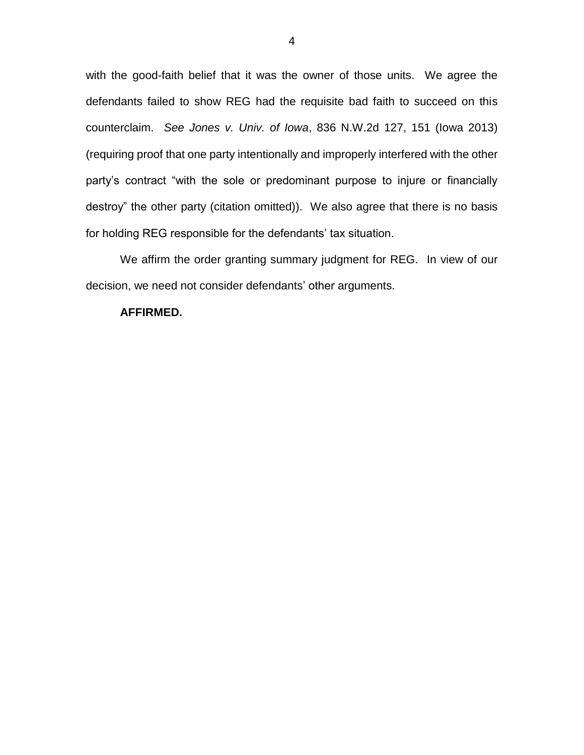with the good-faith belief that it was the owner of those units. We agree the defendants failed to show REG had the requisite bad faith to succeed on this counterclaim. *See Jones v. Univ. of Iowa*, 836 N.W.2d 127, 151 (Iowa 2013) (requiring proof that one party intentionally and improperly interfered with the other party's contract "with the sole or predominant purpose to injure or financially destroy" the other party (citation omitted)). We also agree that there is no basis for holding REG responsible for the defendants' tax situation.

We affirm the order granting summary judgment for REG. In view of our decision, we need not consider defendants' other arguments.

**AFFIRMED.**